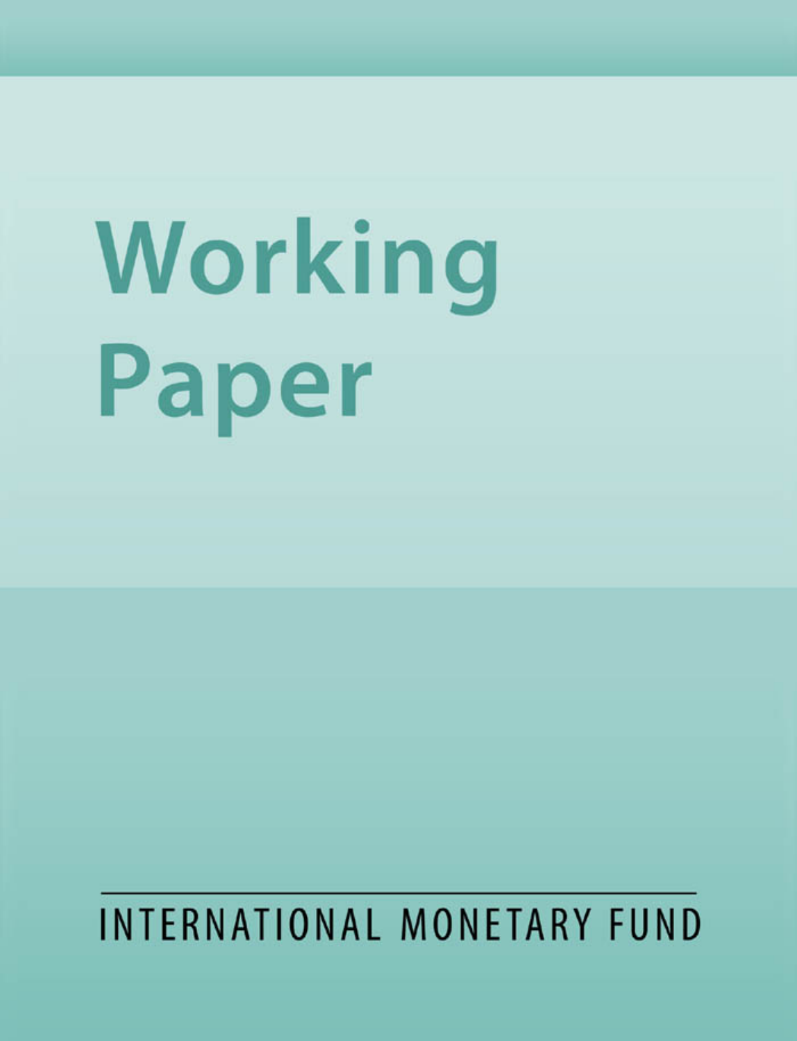# Working Paper

INTERNATIONAL MONETARY FUND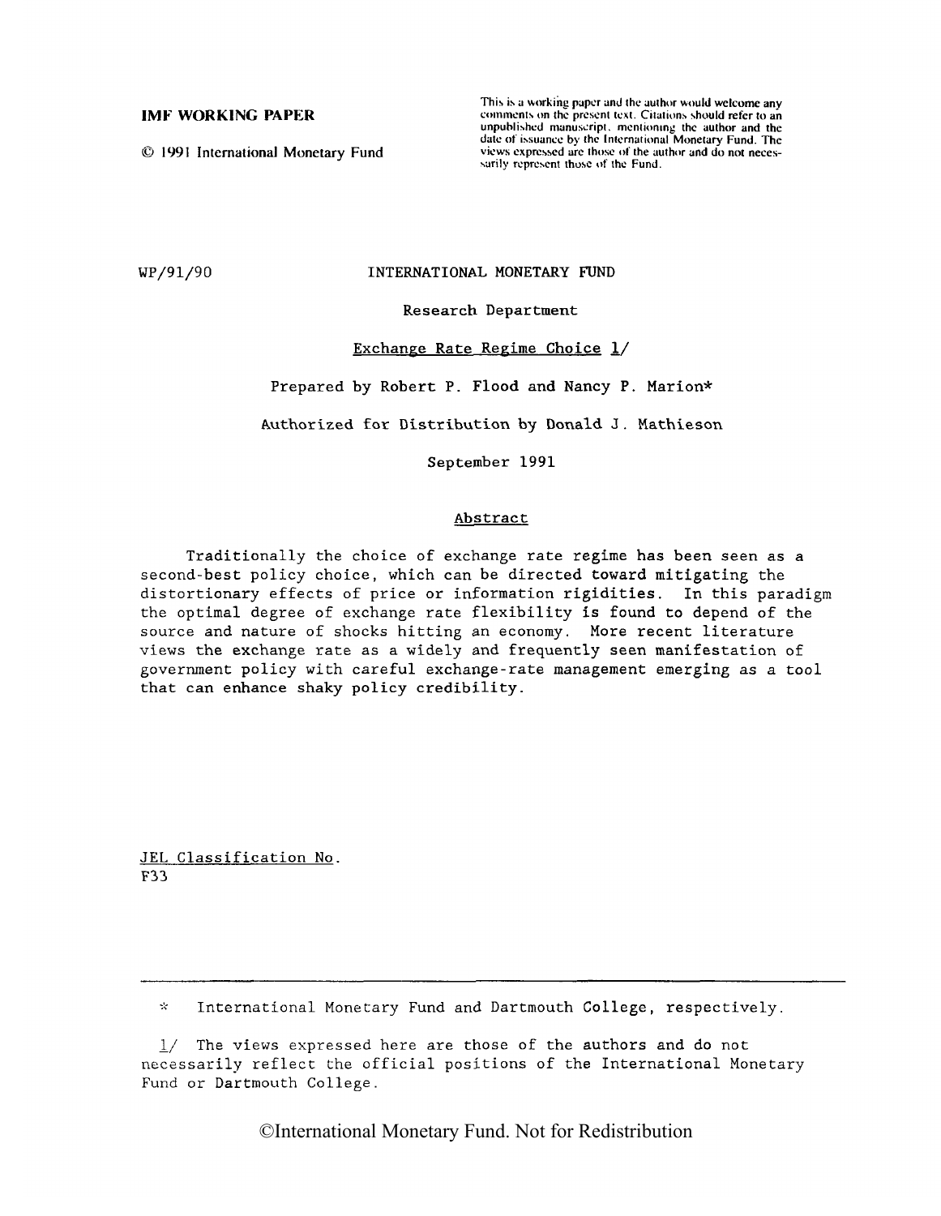**IMF WORKING PAPER**

© 1991 International Monetary Fund

This is a working paper and the author would welcome any comments on the present text. Citations should refer to an unpublished manuscript, mentioning the author and the date of issuance by the International Monetary Fund. The views expressed are those of the author and do not necessarily represent those of the Fund.

WP/91/90

INTERNATIONAL MONETARY FUND

Research Department

# Exchange Rate Regime Choice 1/

Prepared by Robert P. Flood and Nancy P. Marion*

Authorized for Distribution by Donald J. Mathieson

September 1991

## Abstract

Traditionally the choice of exchange rate regime has been seen as a second-best policy choice, which can be directed toward mitigating the distortionary effects of price or information rigidities. In this paradigm the optimal degree of exchange rate flexibility is found to depend of the source and nature of shocks hitting an economy. More recent literature views the exchange rate as a widely and frequently seen manifestation of government policy with careful exchange-rate management emerging as a tool that can enhance shaky policy credibility.

JEL Classification No.
F33

---

\* International Monetary Fund and Dartmouth College, respectively.

1/ The views expressed here are those of the authors and do not necessarily reflect the official positions of the International Monetary Fund or Dartmouth College.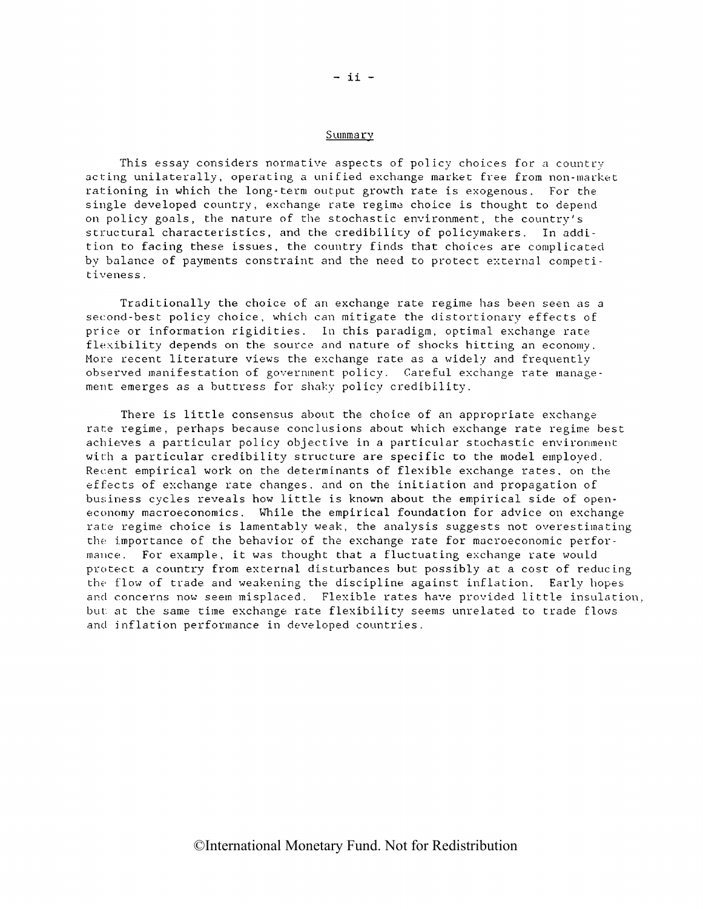## Summary

This essay considers normative aspects of policy choices for a country acting unilaterally, operating a unified exchange market free from non-market rationing in which the long-term output growth rate is exogenous. For the single developed country, exchange rate regime choice is thought to depend on policy goals, the nature of the stochastic environment, the country's structural characteristics, and the credibility of policymakers. In addition to facing these issues, the country finds that choices are complicated by balance of payments constraint and the need to protect external competitiveness.

Traditionally the choice of an exchange rate regime has been seen as a second-best policy choice, which can mitigate the distortionary effects of price or information rigidities. In this paradigm, optimal exchange rate flexibility depends on the source and nature of shocks hitting an economy. More recent literature views the exchange rate as a widely and frequently observed manifestation of government policy. Careful exchange rate management emerges as a buttress for shaky policy credibility.

There is little consensus about the choice of an appropriate exchange rate regime, perhaps because conclusions about which exchange rate regime best achieves a particular policy objective in a particular stochastic environment with a particular credibility structure are specific to the model employed. Recent empirical work on the determinants of flexible exchange rates, on the effects of exchange rate changes, and on the initiation and propagation of business cycles reveals how little is known about the empirical side of open-economy macroeconomics. While the empirical foundation for advice on exchange rate regime choice is lamentably weak, the analysis suggests not overestimating the importance of the behavior of the exchange rate for macroeconomic performance. For example, it was thought that a fluctuating exchange rate would protect a country from external disturbances but possibly at a cost of reducing the flow of trade and weakening the discipline against inflation. Early hopes and concerns now seem misplaced. Flexible rates have provided little insulation, but at the same time exchange rate flexibility seems unrelated to trade flows and inflation performance in developed countries.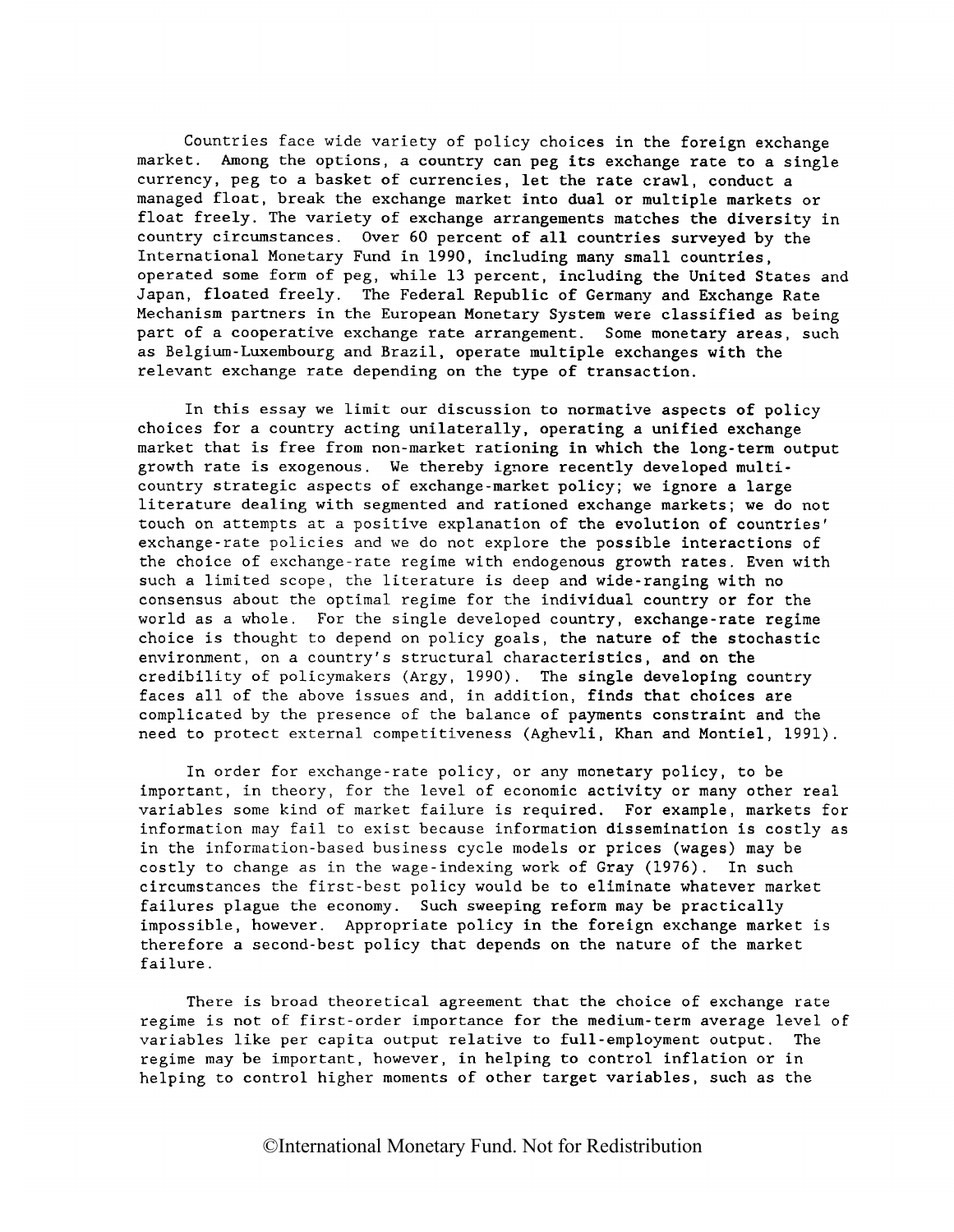Countries face wide variety of policy choices in the foreign exchange market. Among the options, a country can peg its exchange rate to a single currency, peg to a basket of currencies, let the rate crawl, conduct a managed float, break the exchange market into dual or multiple markets or float freely. The variety of exchange arrangements matches the diversity in country circumstances. Over 60 percent of all countries surveyed by the International Monetary Fund in 1990, including many small countries, operated some form of peg, while 13 percent, including the United States and Japan, floated freely. The Federal Republic of Germany and Exchange Rate Mechanism partners in the European Monetary System were classified as being part of a cooperative exchange rate arrangement. Some monetary areas, such as Belgium-Luxembourg and Brazil, operate multiple exchanges with the relevant exchange rate depending on the type of transaction.

In this essay we limit our discussion to normative aspects of policy choices for a country acting unilaterally, operating a unified exchange market that is free from non-market rationing in which the long-term output growth rate is exogenous. We thereby ignore recently developed multi-country strategic aspects of exchange-market policy; we ignore a large literature dealing with segmented and rationed exchange markets; we do not touch on attempts at a positive explanation of the evolution of countries' exchange-rate policies and we do not explore the possible interactions of the choice of exchange-rate regime with endogenous growth rates. Even with such a limited scope, the literature is deep and wide-ranging with no consensus about the optimal regime for the individual country or for the world as a whole. For the single developed country, exchange-rate regime choice is thought to depend on policy goals, the nature of the stochastic environment, on a country's structural characteristics, and on the credibility of policymakers (Argy, 1990). The single developing country faces all of the above issues and, in addition, finds that choices are complicated by the presence of the balance of payments constraint and the need to protect external competitiveness (Aghevli, Khan and Montiel, 1991).

In order for exchange-rate policy, or any monetary policy, to be important, in theory, for the level of economic activity or many other real variables some kind of market failure is required. For example, markets for information may fail to exist because information dissemination is costly as in the information-based business cycle models or prices (wages) may be costly to change as in the wage-indexing work of Gray (1976). In such circumstances the first-best policy would be to eliminate whatever market failures plague the economy. Such sweeping reform may be practically impossible, however. Appropriate policy in the foreign exchange market is therefore a second-best policy that depends on the nature of the market failure.

There is broad theoretical agreement that the choice of exchange rate regime is not of first-order importance for the medium-term average level of variables like per capita output relative to full-employment output. The regime may be important, however, in helping to control inflation or in helping to control higher moments of other target variables, such as the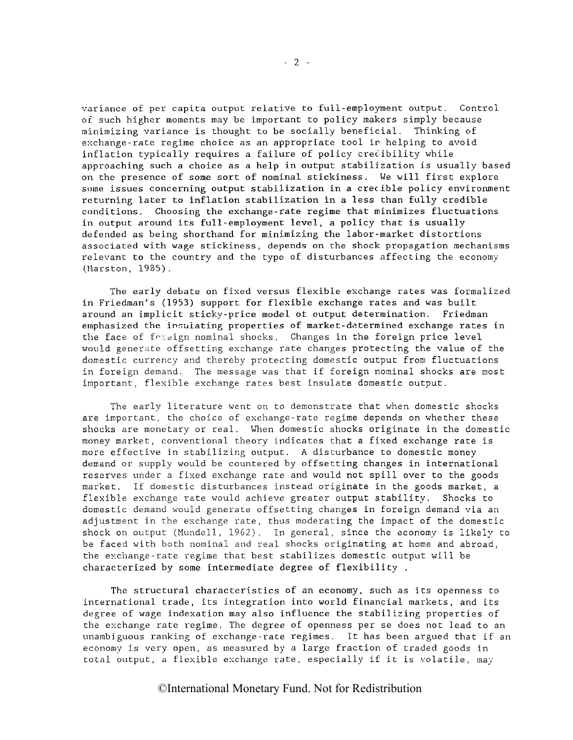variance of per capita output relative to full-employment output. Control of such higher moments may be important to policy makers simply because minimizing variance is thought to be socially beneficial. Thinking of exchange-rate regime choice as an appropriate tool in helping to avoid inflation typically requires a failure of policy credibility while approaching such a choice as a help in output stabilization is usually based on the presence of some sort of nominal stickiness. We will first explore some issues concerning output stabilization in a credible policy environment returning later to inflation stabilization in a less than fully credible conditions. Choosing the exchange-rate regime that minimizes fluctuations in output around its full-employment level, a policy that is usually defended as being shorthand for minimizing the labor-market distortions associated with wage stickiness, depends on the shock propagation mechanisms relevant to the country and the type of disturbances affecting the economy (Marston, 1985).

The early debate on fixed versus flexible exchange rates was formalized in Friedman's (1953) support for flexible exchange rates and was built around an implicit sticky-price model of output determination. Friedman emphasized the insulating properties of market-determined exchange rates in the face of foreign nominal shocks. Changes in the foreign price level would generate offsetting exchange rate changes protecting the value of the domestic currency and thereby protecting domestic output from fluctuations in foreign demand. The message was that if foreign nominal shocks are most important, flexible exchange rates best insulate domestic output.

The early literature went on to demonstrate that when domestic shocks are important, the choice of exchange-rate regime depends on whether these shocks are monetary or real. When domestic shocks originate in the domestic money market, conventional theory indicates that a fixed exchange rate is more effective in stabilizing output. A disturbance to domestic money demand or supply would be countered by offsetting changes in international reserves under a fixed exchange rate and would not spill over to the goods market. If domestic disturbances instead originate in the goods market, a flexible exchange rate would achieve greater output stability. Shocks to domestic demand would generate offsetting changes in foreign demand via an adjustment in the exchange rate, thus moderating the impact of the domestic shock on output (Mundell, 1962). In general, since the economy is likely to be faced with both nominal and real shocks originating at home and abroad, the exchange-rate regime that best stabilizes domestic output will be characterized by some intermediate degree of flexibility .

The structural characteristics of an economy, such as its openness to international trade, its integration into world financial markets, and its degree of wage indexation may also influence the stabilizing properties of the exchange rate regime. The degree of openness per se does not lead to an unambiguous ranking of exchange-rate regimes. It has been argued that if an economy is very open, as measured by a large fraction of traded goods in total output, a flexible exchange rate, especially if it is volatile, may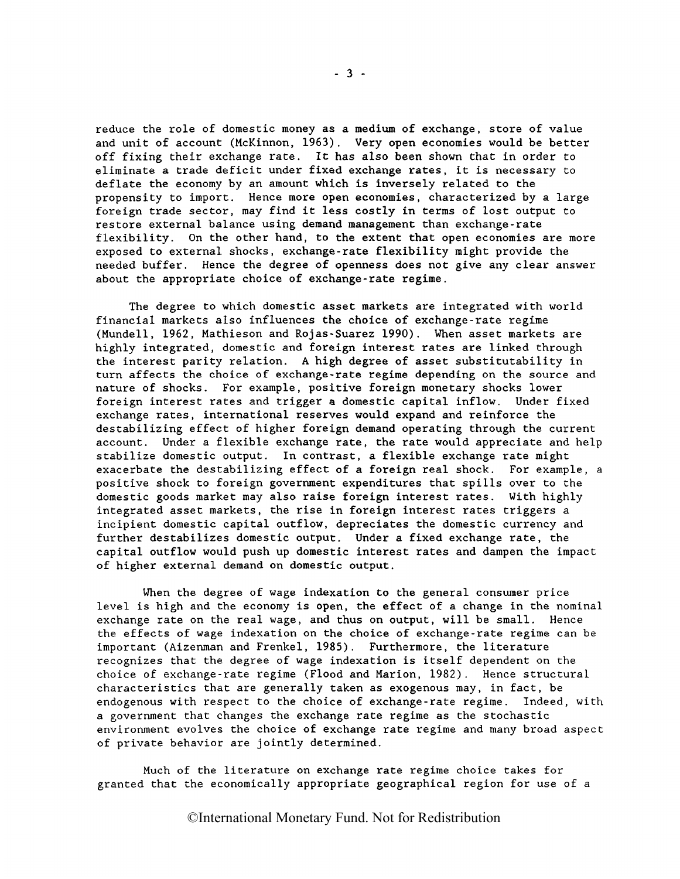reduce the role of domestic money as a medium of exchange, store of value and unit of account (McKinnon, 1963). Very open economies would be better off fixing their exchange rate. It has also been shown that in order to eliminate a trade deficit under fixed exchange rates, it is necessary to deflate the economy by an amount which is inversely related to the propensity to import. Hence more open economies, characterized by a large foreign trade sector, may find it less costly in terms of lost output to restore external balance using demand management than exchange-rate flexibility. On the other hand, to the extent that open economies are more exposed to external shocks, exchange-rate flexibility might provide the needed buffer. Hence the degree of openness does not give any clear answer about the appropriate choice of exchange-rate regime.

The degree to which domestic asset markets are integrated with world financial markets also influences the choice of exchange-rate regime (Mundell, 1962, Mathieson and Rojas-Suarez 1990). When asset markets are highly integrated, domestic and foreign interest rates are linked through the interest parity relation. A high degree of asset substitutability in turn affects the choice of exchange-rate regime depending on the source and nature of shocks. For example, positive foreign monetary shocks lower foreign interest rates and trigger a domestic capital inflow. Under fixed exchange rates, international reserves would expand and reinforce the destabilizing effect of higher foreign demand operating through the current account. Under a flexible exchange rate, the rate would appreciate and help stabilize domestic output. In contrast, a flexible exchange rate might exacerbate the destabilizing effect of a foreign real shock. For example, a positive shock to foreign government expenditures that spills over to the domestic goods market may also raise foreign interest rates. With highly integrated asset markets, the rise in foreign interest rates triggers a incipient domestic capital outflow, depreciates the domestic currency and further destabilizes domestic output. Under a fixed exchange rate, the capital outflow would push up domestic interest rates and dampen the impact of higher external demand on domestic output.

When the degree of wage indexation to the general consumer price level is high and the economy is open, the effect of a change in the nominal exchange rate on the real wage, and thus on output, will be small. Hence the effects of wage indexation on the choice of exchange-rate regime can be important (Aizenman and Frenkel, 1985). Furthermore, the literature recognizes that the degree of wage indexation is itself dependent on the choice of exchange-rate regime (Flood and Marion, 1982). Hence structural characteristics that are generally taken as exogenous may, in fact, be endogenous with respect to the choice of exchange-rate regime. Indeed, with a government that changes the exchange rate regime as the stochastic environment evolves the choice of exchange rate regime and many broad aspect of private behavior are jointly determined.

Much of the literature on exchange rate regime choice takes for granted that the economically appropriate geographical region for use of a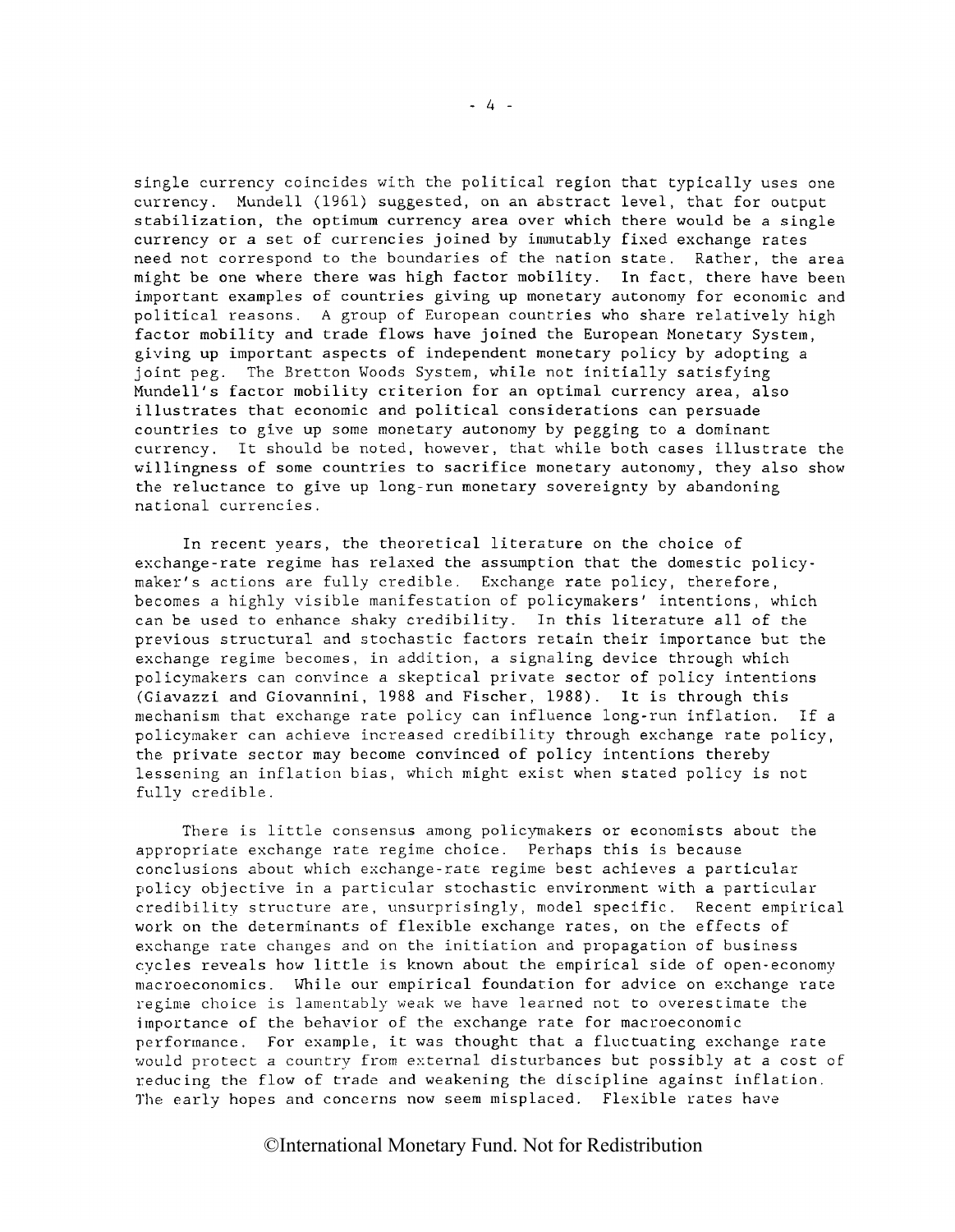single currency coincides with the political region that typically uses one currency. Mundell (1961) suggested, on an abstract level, that for output stabilization, the optimum currency area over which there would be a single currency or a set of currencies joined by immutably fixed exchange rates need not correspond to the boundaries of the nation state. Rather, the area might be one where there was high factor mobility. In fact, there have been important examples of countries giving up monetary autonomy for economic and political reasons. A group of European countries who share relatively high factor mobility and trade flows have joined the European Monetary System, giving up important aspects of independent monetary policy by adopting a joint peg. The Bretton Woods System, while not initially satisfying Mundell's factor mobility criterion for an optimal currency area, also illustrates that economic and political considerations can persuade countries to give up some monetary autonomy by pegging to a dominant currency. It should be noted, however, that while both cases illustrate the willingness of some countries to sacrifice monetary autonomy, they also show the reluctance to give up long-run monetary sovereignty by abandoning national currencies.

In recent years, the theoretical literature on the choice of exchange-rate regime has relaxed the assumption that the domestic policy-maker's actions are fully credible. Exchange rate policy, therefore, becomes a highly visible manifestation of policymakers' intentions, which can be used to enhance shaky credibility. In this literature all of the previous structural and stochastic factors retain their importance but the exchange regime becomes, in addition, a signaling device through which policymakers can convince a skeptical private sector of policy intentions (Giavazzi and Giovannini, 1988 and Fischer, 1988). It is through this mechanism that exchange rate policy can influence long-run inflation. If a policymaker can achieve increased credibility through exchange rate policy, the private sector may become convinced of policy intentions thereby lessening an inflation bias, which might exist when stated policy is not fully credible.

There is little consensus among policymakers or economists about the appropriate exchange rate regime choice. Perhaps this is because conclusions about which exchange-rate regime best achieves a particular policy objective in a particular stochastic environment with a particular credibility structure are, unsurprisingly, model specific. Recent empirical work on the determinants of flexible exchange rates, on the effects of exchange rate changes and on the initiation and propagation of business cycles reveals how little is known about the empirical side of open-economy macroeconomics. While our empirical foundation for advice on exchange rate regime choice is lamentably weak we have learned not to overestimate the importance of the behavior of the exchange rate for macroeconomic performance. For example, it was thought that a fluctuating exchange rate would protect a country from external disturbances but possibly at a cost of reducing the flow of trade and weakening the discipline against inflation. The early hopes and concerns now seem misplaced. Flexible rates have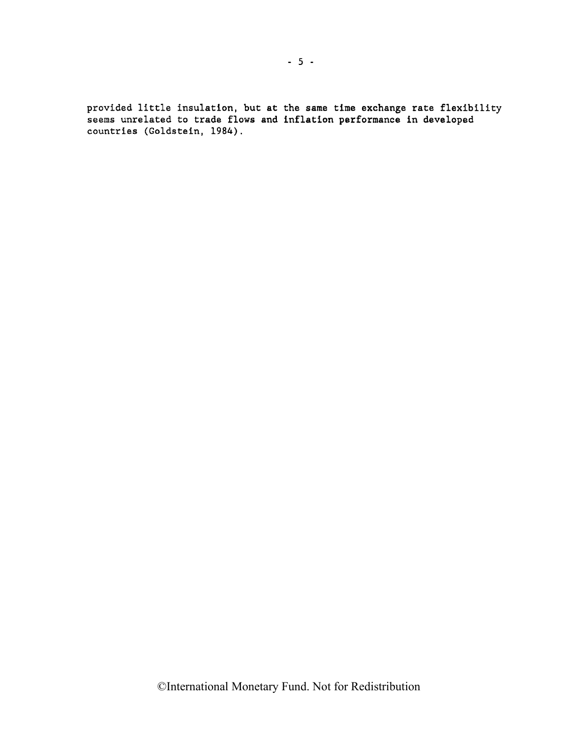provided little insulation, but at the same time exchange rate flexibility seems unrelated to trade flows and inflation performance in developed countries (Goldstein, 1984).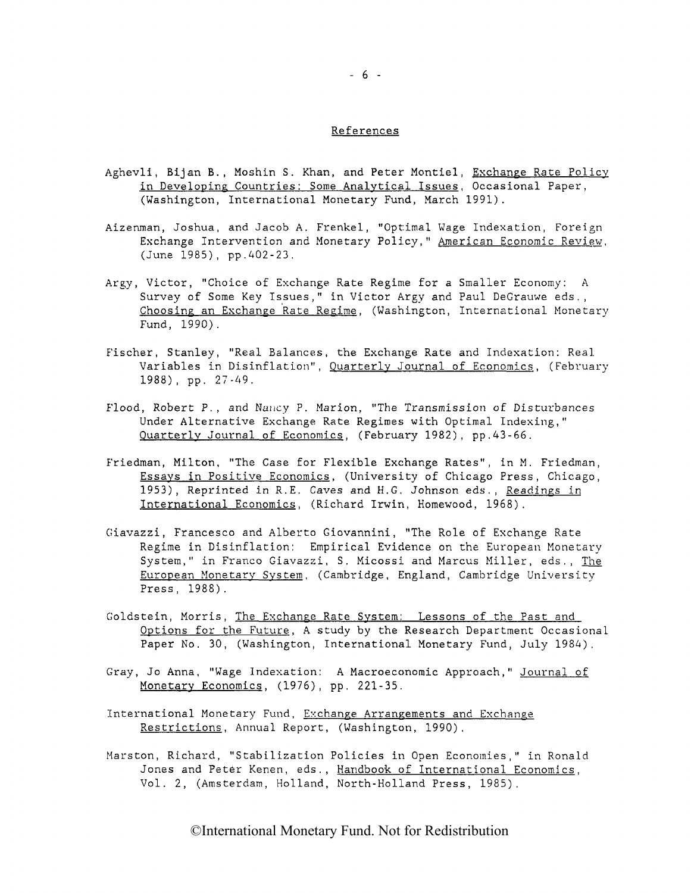## References

Aghevli, Bijan B., Moshin S. Khan, and Peter Montiel, Exchange Rate Policy in Developing Countries: Some Analytical Issues, Occasional Paper, (Washington, International Monetary Fund, March 1991).

Aizenman, Joshua, and Jacob A. Frenkel, "Optimal Wage Indexation, Foreign Exchange Intervention and Monetary Policy," American Economic Review, (June 1985), pp.402-23.

Argy, Victor, "Choice of Exchange Rate Regime for a Smaller Economy: A Survey of Some Key Issues," in Victor Argy and Paul DeGrauwe eds., Choosing an Exchange Rate Regime, (Washington, International Monetary Fund, 1990).

Fischer, Stanley, "Real Balances, the Exchange Rate and Indexation: Real Variables in Disinflation", Quarterly Journal of Economics, (February 1988), pp. 27-49.

Flood, Robert P., and Nancy P. Marion, "The Transmission of Disturbances Under Alternative Exchange Rate Regimes with Optimal Indexing," Quarterly Journal of Economics, (February 1982), pp.43-66.

Friedman, Milton, "The Case for Flexible Exchange Rates", in M. Friedman, Essays in Positive Economics, (University of Chicago Press, Chicago, 1953), Reprinted in R.E. Caves and H.G. Johnson eds., Readings in International Economics, (Richard Irwin, Homewood, 1968).

Giavazzi, Francesco and Alberto Giovannini, "The Role of Exchange Rate Regime in Disinflation: Empirical Evidence on the European Monetary System," in Franco Giavazzi, S. Micossi and Marcus Miller, eds., The European Monetary System, (Cambridge, England, Cambridge University Press, 1988).

Goldstein, Morris, The Exchange Rate System: Lessons of the Past and Options for the Future, A study by the Research Department Occasional Paper No. 30, (Washington, International Monetary Fund, July 1984).

Gray, Jo Anna, "Wage Indexation: A Macroeconomic Approach," Journal of Monetary Economics, (1976), pp. 221-35.

International Monetary Fund, Exchange Arrangements and Exchange Restrictions, Annual Report, (Washington, 1990).

Marston, Richard, "Stabilization Policies in Open Economies," in Ronald Jones and Peter Kenen, eds., Handbook of International Economics, Vol. 2, (Amsterdam, Holland, North-Holland Press, 1985).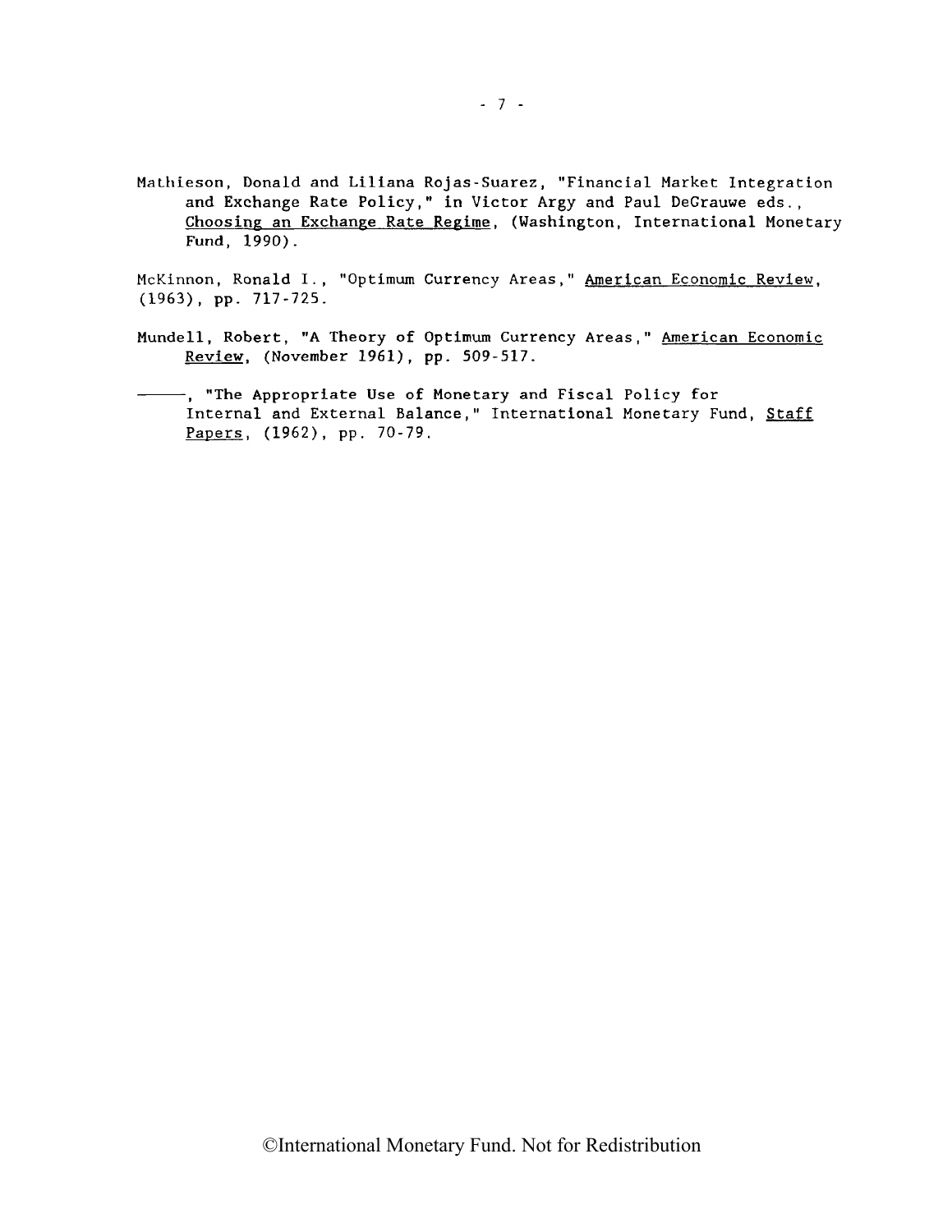Mathieson, Donald and Liliana Rojas-Suarez, "Financial Market Integration and Exchange Rate Policy," in Victor Argy and Paul DeGrauwe eds., Choosing an Exchange Rate Regime, (Washington, International Monetary Fund, 1990).

McKinnon, Ronald I., "Optimum Currency Areas," American Economic Review, (1963), pp. 717-725.

Mundell, Robert, "A Theory of Optimum Currency Areas," American Economic Review, (November 1961), pp. 509-517.

———, "The Appropriate Use of Monetary and Fiscal Policy for Internal and External Balance," International Monetary Fund, Staff Papers, (1962), pp. 70-79.